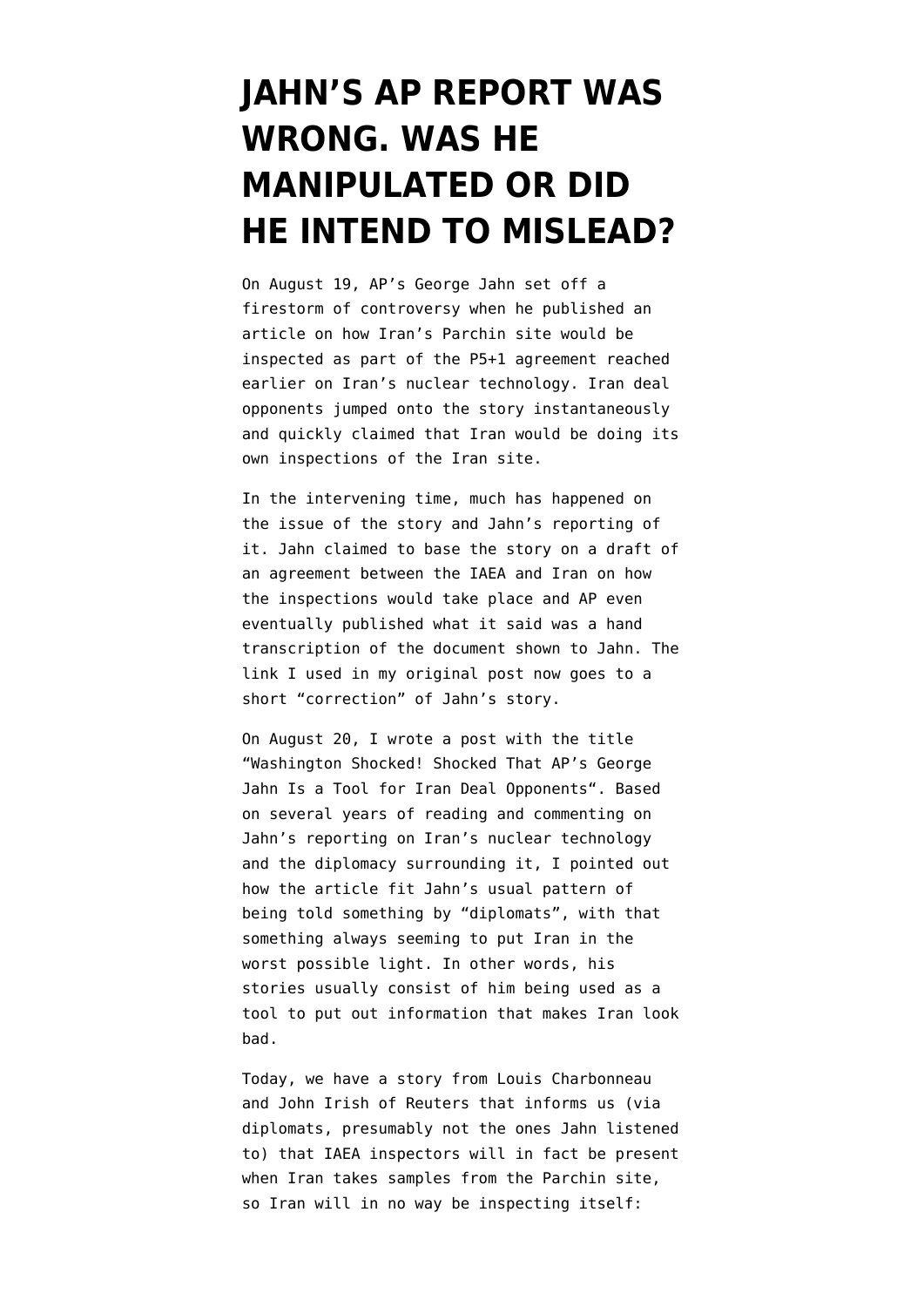# JAHN'S AP REPORT WAS WRONG. WAS HE MANIPULATED OR DID HE INTEND TO MISLEAD?

On August 19, AP's George Jahn set off a firestorm of controversy when he published an article on how Iran's Parchin site would be inspected as part of the P5+1 agreement reached earlier on Iran's nuclear technology. Iran deal opponents jumped onto the story instantaneously and quickly claimed that Iran would be doing its own inspections of the Iran site.

In the intervening time, much has happened on the issue of the story and Jahn's reporting of it. Jahn claimed to base the story on a draft of an agreement between the IAEA and Iran on how the inspections would take place and AP even eventually published what it said was a hand transcription of the document shown to Jahn. The link I used in my original post now goes to a short "correction" of Jahn's story.

On August 20, I wrote a post with the title "Washington Shocked! Shocked That AP's George Jahn Is a Tool for Iran Deal Opponents". Based on several years of reading and commenting on Jahn's reporting on Iran's nuclear technology and the diplomacy surrounding it, I pointed out how the article fit Jahn's usual pattern of being told something by "diplomats", with that something always seeming to put Iran in the worst possible light. In other words, his stories usually consist of him being used as a tool to put out information that makes Iran look bad.

Today, we have a story from Louis Charbonneau and John Irish of Reuters that informs us (via diplomats, presumably not the ones Jahn listened to) that IAEA inspectors will in fact be present when Iran takes samples from the Parchin site, so Iran will in no way be inspecting itself: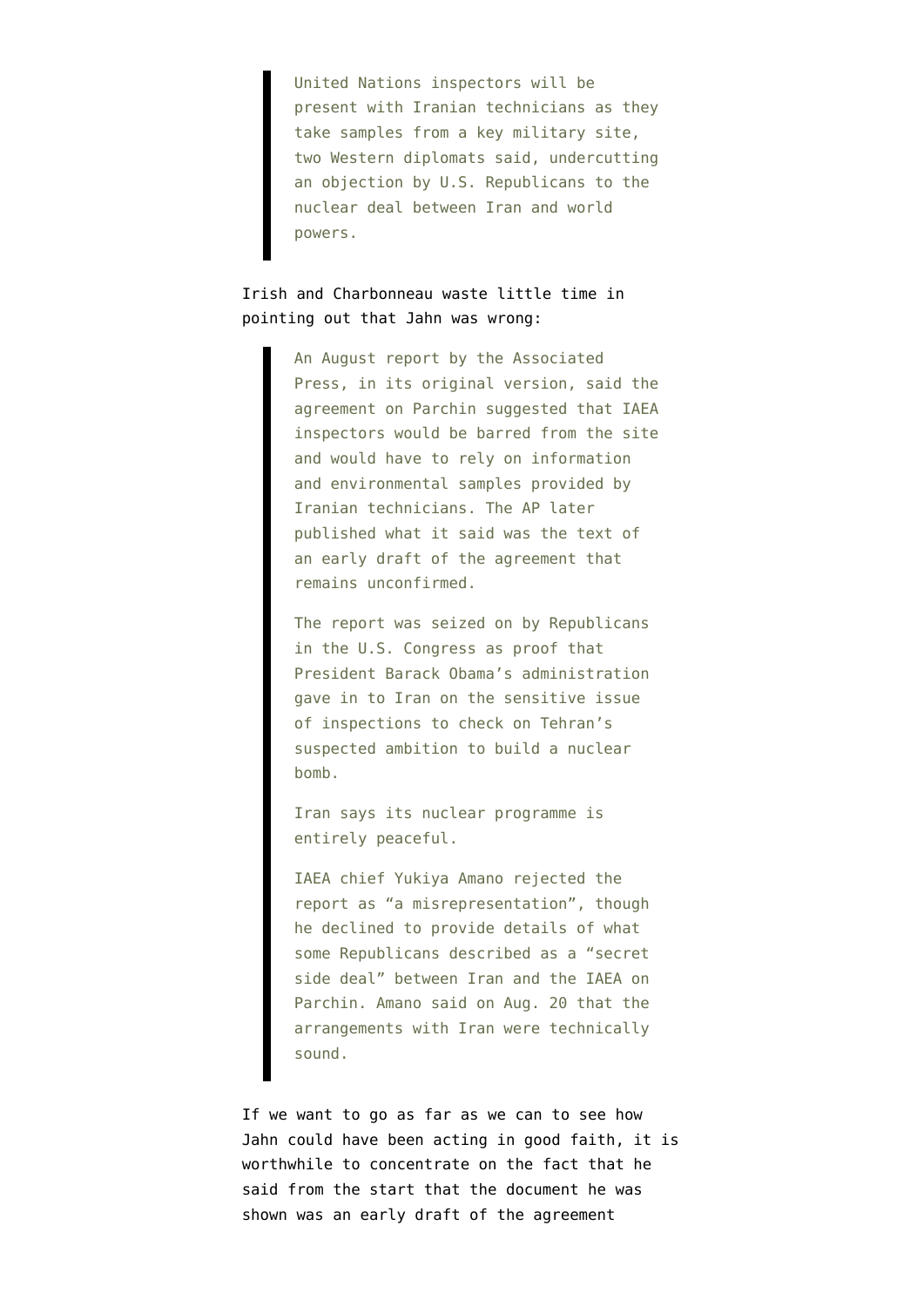> United Nations inspectors will be present with Iranian technicians as they take samples from a key military site, two Western diplomats said, undercutting an objection by U.S. Republicans to the nuclear deal between Iran and world powers.

Irish and Charbonneau waste little time in pointing out that Jahn was wrong:

> An August report by the Associated Press, in its original version, said the agreement on Parchin suggested that IAEA inspectors would be barred from the site and would have to rely on information and environmental samples provided by Iranian technicians. The AP later published what it said was the text of an early draft of the agreement that remains unconfirmed.
>
> The report was seized on by Republicans in the U.S. Congress as proof that President Barack Obama's administration gave in to Iran on the sensitive issue of inspections to check on Tehran's suspected ambition to build a nuclear bomb.
>
> Iran says its nuclear programme is entirely peaceful.
>
> IAEA chief Yukiya Amano rejected the report as "a misrepresentation", though he declined to provide details of what some Republicans described as a "secret side deal" between Iran and the IAEA on Parchin. Amano said on Aug. 20 that the arrangements with Iran were technically sound.

If we want to go as far as we can to see how Jahn could have been acting in good faith, it is worthwhile to concentrate on the fact that he said from the start that the document he was shown was an early draft of the agreement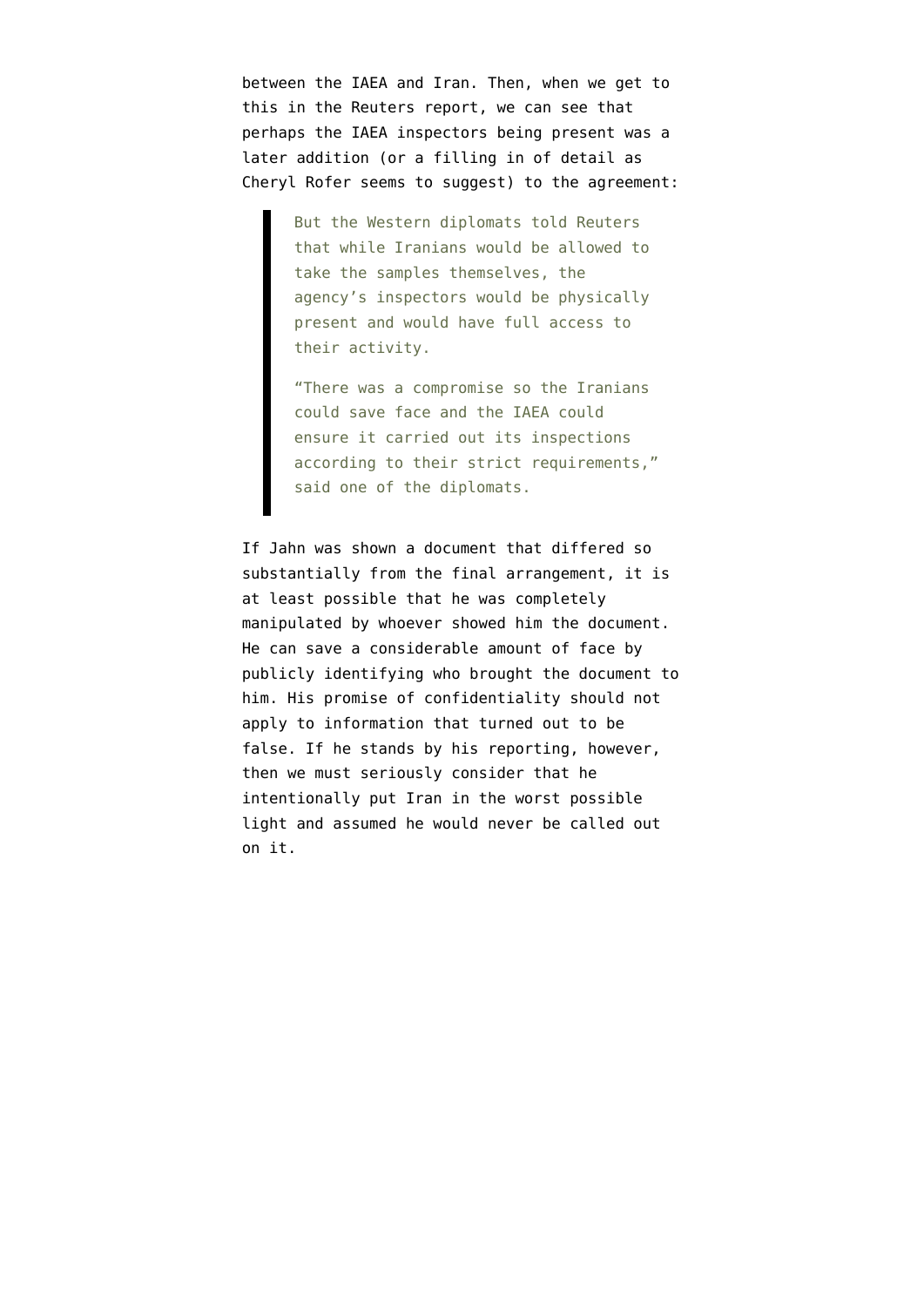between the IAEA and Iran. Then, when we get to this in the Reuters report, we can see that perhaps the IAEA inspectors being present was a later addition (or a filling in of detail as Cheryl Rofer seems to suggest) to the agreement:

> But the Western diplomats told Reuters that while Iranians would be allowed to take the samples themselves, the agency's inspectors would be physically present and would have full access to their activity.
>
> "There was a compromise so the Iranians could save face and the IAEA could ensure it carried out its inspections according to their strict requirements," said one of the diplomats.

If Jahn was shown a document that differed so substantially from the final arrangement, it is at least possible that he was completely manipulated by whoever showed him the document. He can save a considerable amount of face by publicly identifying who brought the document to him. His promise of confidentiality should not apply to information that turned out to be false. If he stands by his reporting, however, then we must seriously consider that he intentionally put Iran in the worst possible light and assumed he would never be called out on it.